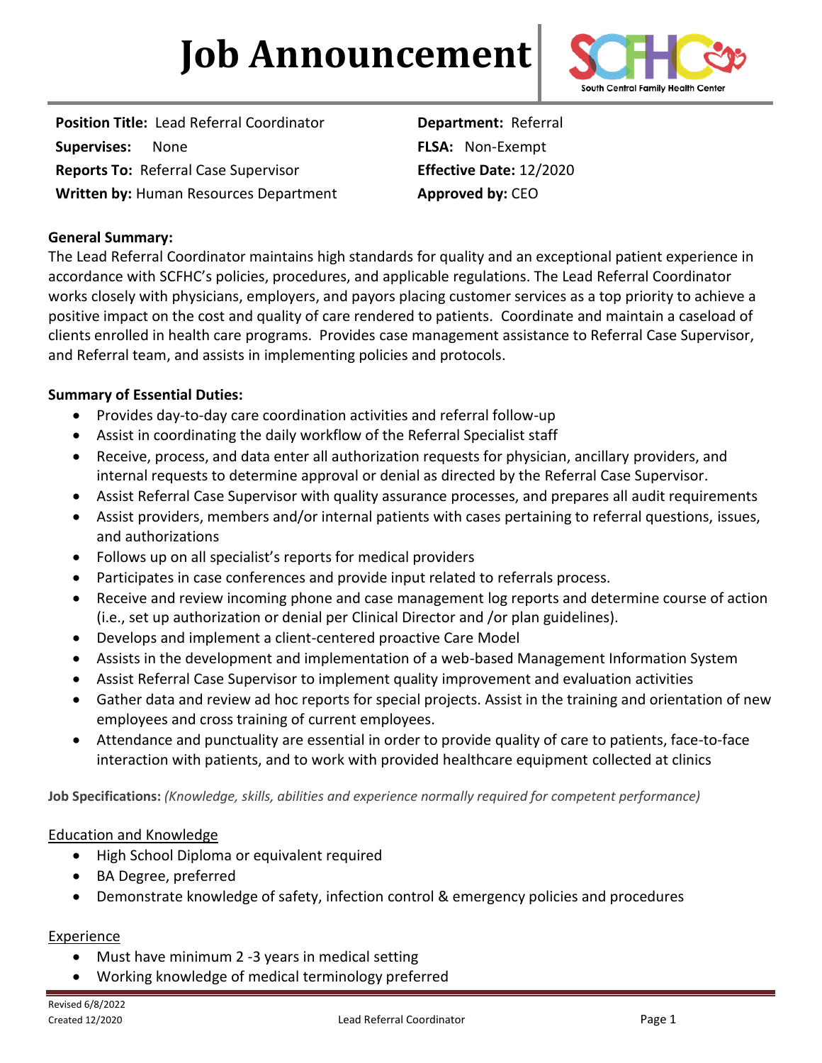# Job Announcement

South Central Family Health Center

**Position Title:** Lead Referral Coordinator
**Supervises:** None
**Reports To:** Referral Case Supervisor
**Written by:** Human Resources Department

**Department:** Referral
**FLSA:** Non-Exempt
**Effective Date:** 12/2020
**Approved by:** CEO

**General Summary:**
The Lead Referral Coordinator maintains high standards for quality and an exceptional patient experience in accordance with SCFHC's policies, procedures, and applicable regulations. The Lead Referral Coordinator works closely with physicians, employers, and payors placing customer services as a top priority to achieve a positive impact on the cost and quality of care rendered to patients. Coordinate and maintain a caseload of clients enrolled in health care programs. Provides case management assistance to Referral Case Supervisor, and Referral team, and assists in implementing policies and protocols.

**Summary of Essential Duties:**

- Provides day-to-day care coordination activities and referral follow-up
- Assist in coordinating the daily workflow of the Referral Specialist staff
- Receive, process, and data enter all authorization requests for physician, ancillary providers, and internal requests to determine approval or denial as directed by the Referral Case Supervisor.
- Assist Referral Case Supervisor with quality assurance processes, and prepares all audit requirements
- Assist providers, members and/or internal patients with cases pertaining to referral questions, issues, and authorizations
- Follows up on all specialist's reports for medical providers
- Participates in case conferences and provide input related to referrals process.
- Receive and review incoming phone and case management log reports and determine course of action (i.e., set up authorization or denial per Clinical Director and /or plan guidelines).
- Develops and implement a client-centered proactive Care Model
- Assists in the development and implementation of a web-based Management Information System
- Assist Referral Case Supervisor to implement quality improvement and evaluation activities
- Gather data and review ad hoc reports for special projects. Assist in the training and orientation of new employees and cross training of current employees.
- Attendance and punctuality are essential in order to provide quality of care to patients, face-to-face interaction with patients, and to work with provided healthcare equipment collected at clinics

**Job Specifications:** *(Knowledge, skills, abilities and experience normally required for competent performance)*

Education and Knowledge

- High School Diploma or equivalent required
- BA Degree, preferred
- Demonstrate knowledge of safety, infection control & emergency policies and procedures

Experience

- Must have minimum 2 -3 years in medical setting
- Working knowledge of medical terminology preferred

Revised 6/8/2022
Created 12/2020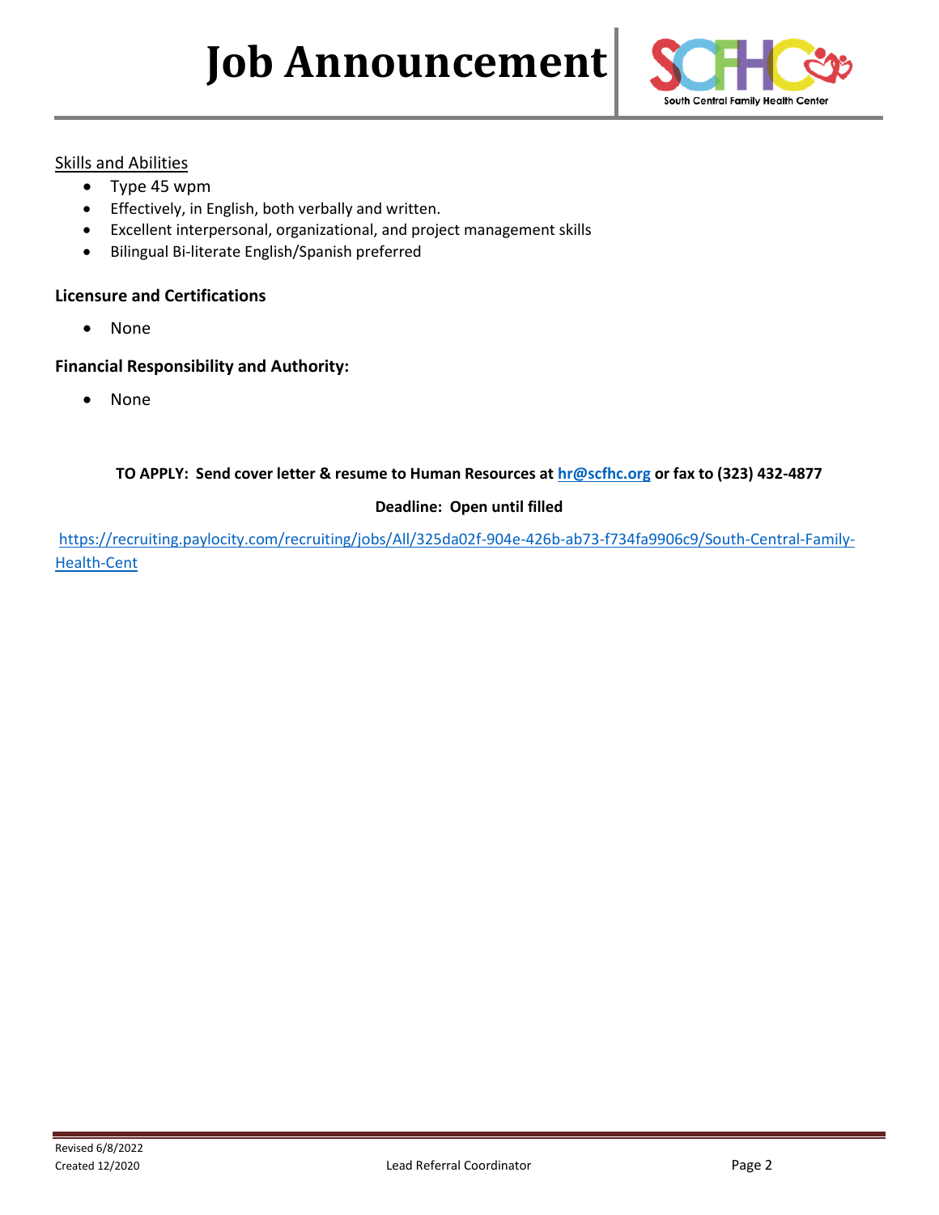Skills and Abilities

- Type 45 wpm
- Effectively, in English, both verbally and written.
- Excellent interpersonal, organizational, and project management skills
- Bilingual Bi-literate English/Spanish preferred

**Licensure and Certifications**

- None

**Financial Responsibility and Authority:**

- None

**TO APPLY: Send cover letter & resume to Human Resources at hr@scfhc.org or fax to (323) 432-4877**

**Deadline: Open until filled**

https://recruiting.paylocity.com/recruiting/jobs/All/325da02f-904e-426b-ab73-f734fa9906c9/South-Central-Family-Health-Cent